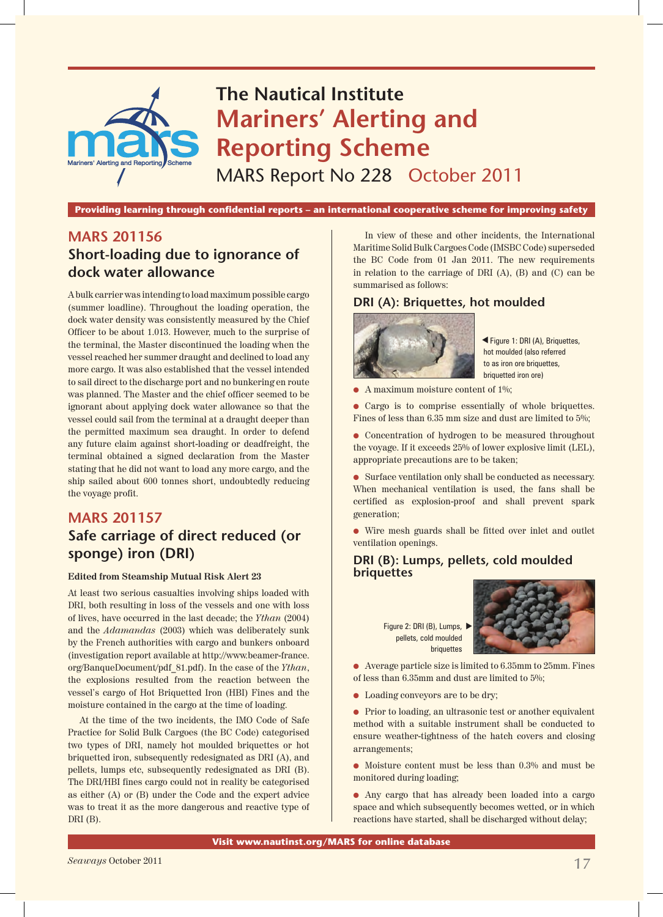# The Nautical Institute
# Mariners' Alerting and Reporting Scheme

MARS Report No 228 October 2011

**Providing learning through confidential reports – an international cooperative scheme for improving safety**

## MARS 201156

### Short-loading due to ignorance of dock water allowance

A bulk carrier was intending to load maximum possible cargo (summer loadline). Throughout the loading operation, the dock water density was consistently measured by the Chief Officer to be about 1.013. However, much to the surprise of the terminal, the Master discontinued the loading when the vessel reached her summer draught and declined to load any more cargo. It was also established that the vessel intended to sail direct to the discharge port and no bunkering en route was planned. The Master and the chief officer seemed to be ignorant about applying dock water allowance so that the vessel could sail from the terminal at a draught deeper than the permitted maximum sea draught. In order to defend any future claim against short-loading or deadfreight, the terminal obtained a signed declaration from the Master stating that he did not want to load any more cargo, and the ship sailed about 600 tonnes short, undoubtedly reducing the voyage profit.

## MARS 201157

### Safe carriage of direct reduced (or sponge) iron (DRI)

**Edited from Steamship Mutual Risk Alert 23**

At least two serious casualties involving ships loaded with DRI, both resulting in loss of the vessels and one with loss of lives, have occurred in the last decade; the *Ythan* (2004) and the *Adamandas* (2003) which was deliberately sunk by the French authorities with cargo and bunkers onboard (investigation report available at http://www.beamer-france.org/BanqueDocument/pdf_81.pdf). In the case of the *Ythan*, the explosions resulted from the reaction between the vessel's cargo of Hot Briquetted Iron (HBI) Fines and the moisture contained in the cargo at the time of loading.

At the time of the two incidents, the IMO Code of Safe Practice for Solid Bulk Cargoes (the BC Code) categorised two types of DRI, namely hot moulded briquettes or hot briquetted iron, subsequently redesignated as DRI (A), and pellets, lumps etc, subsequently redesignated as DRI (B). The DRI/HBI fines cargo could not in reality be categorised as either (A) or (B) under the Code and the expert advice was to treat it as the more dangerous and reactive type of DRI (B).

In view of these and other incidents, the International Maritime Solid Bulk Cargoes Code (IMSBC Code) superseded the BC Code from 01 Jan 2011. The new requirements in relation to the carriage of DRI (A), (B) and (C) can be summarised as follows:

### DRI (A): Briquettes, hot moulded

Figure 1: DRI (A), Briquettes, hot moulded (also referred to as iron ore briquettes, briquetted iron ore)

- A maximum moisture content of 1%;
- Cargo is to comprise essentially of whole briquettes. Fines of less than 6.35 mm size and dust are limited to 5%;
- Concentration of hydrogen to be measured throughout the voyage. If it exceeds 25% of lower explosive limit (LEL), appropriate precautions are to be taken;
- Surface ventilation only shall be conducted as necessary. When mechanical ventilation is used, the fans shall be certified as explosion-proof and shall prevent spark generation;
- Wire mesh guards shall be fitted over inlet and outlet ventilation openings.

### DRI (B): Lumps, pellets, cold moulded briquettes

Figure 2: DRI (B), Lumps, pellets, cold moulded briquettes

- Average particle size is limited to 6.35mm to 25mm. Fines of less than 6.35mm and dust are limited to 5%;
- Loading conveyors are to be dry;
- Prior to loading, an ultrasonic test or another equivalent method with a suitable instrument shall be conducted to ensure weather-tightness of the hatch covers and closing arrangements;
- Moisture content must be less than 0.3% and must be monitored during loading;
- Any cargo that has already been loaded into a cargo space and which subsequently becomes wetted, or in which reactions have started, shall be discharged without delay;

**Visit www.nautinst.org/MARS for online database**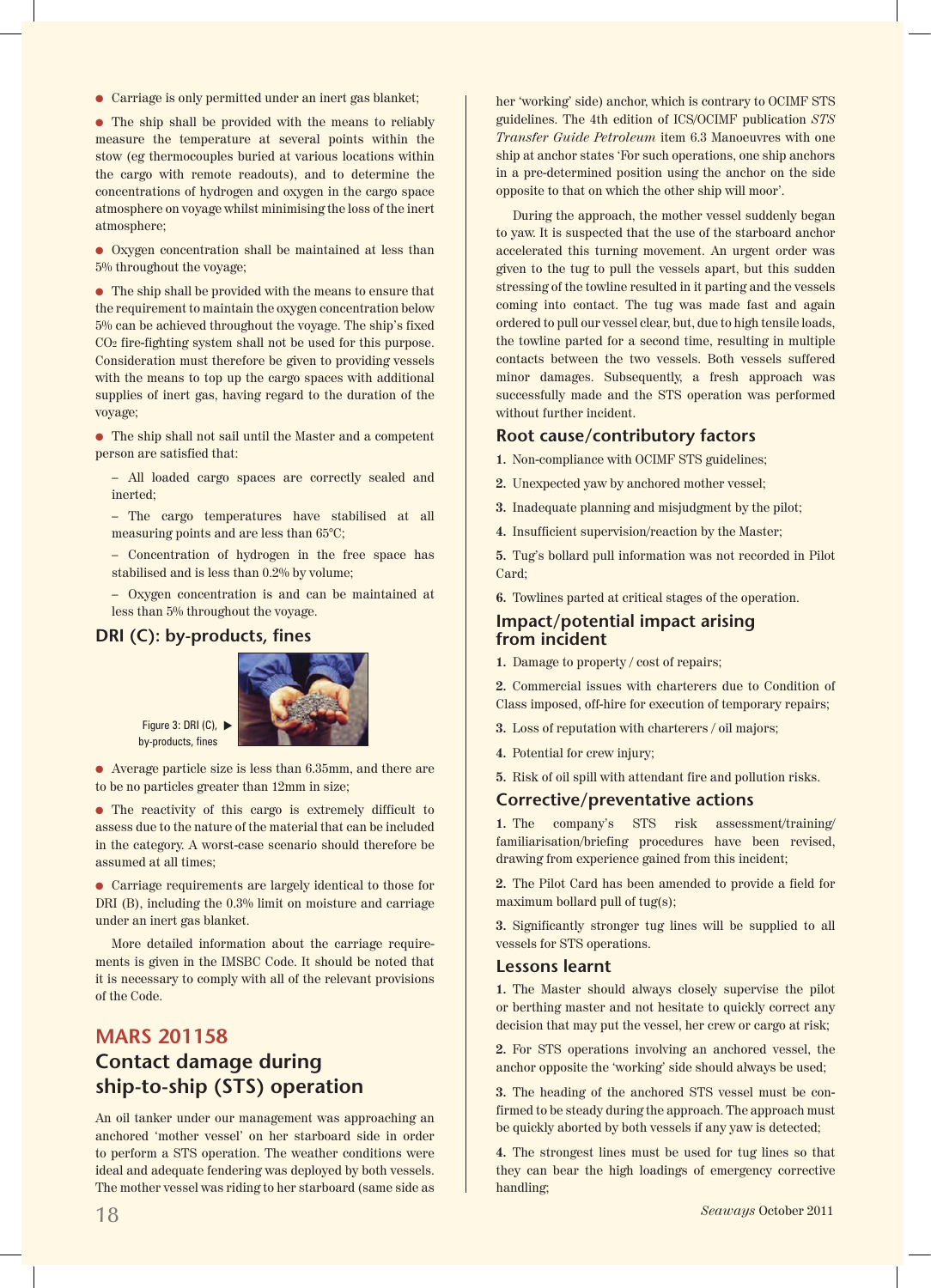- Carriage is only permitted under an inert gas blanket;
- The ship shall be provided with the means to reliably measure the temperature at several points within the stow (eg thermocouples buried at various locations within the cargo with remote readouts), and to determine the concentrations of hydrogen and oxygen in the cargo space atmosphere on voyage whilst minimising the loss of the inert atmosphere;
- Oxygen concentration shall be maintained at less than 5% throughout the voyage;
- The ship shall be provided with the means to ensure that the requirement to maintain the oxygen concentration below 5% can be achieved throughout the voyage. The ship's fixed $CO_2$ fire-fighting system shall not be used for this purpose. Consideration must therefore be given to providing vessels with the means to top up the cargo spaces with additional supplies of inert gas, having regard to the duration of the voyage;
- The ship shall not sail until the Master and a competent person are satisfied that:
  - All loaded cargo spaces are correctly sealed and inerted;
  - The cargo temperatures have stabilised at all measuring points and are less than 65°C;
  - Concentration of hydrogen in the free space has stabilised and is less than 0.2% by volume;
  - Oxygen concentration is and can be maintained at less than 5% throughout the voyage.

### DRI (C): by-products, fines

Figure 3: DRI (C), by-products, fines

- Average particle size is less than 6.35mm, and there are to be no particles greater than 12mm in size;
- The reactivity of this cargo is extremely difficult to assess due to the nature of the material that can be included in the category. A worst-case scenario should therefore be assumed at all times;
- Carriage requirements are largely identical to those for DRI (B), including the 0.3% limit on moisture and carriage under an inert gas blanket.

More detailed information about the carriage requirements is given in the IMSBC Code. It should be noted that it is necessary to comply with all of the relevant provisions of the Code.

## MARS 201158

## Contact damage during ship-to-ship (STS) operation

An oil tanker under our management was approaching an anchored 'mother vessel' on her starboard side in order to perform a STS operation. The weather conditions were ideal and adequate fendering was deployed by both vessels. The mother vessel was riding to her starboard (same side as her 'working' side) anchor, which is contrary to OCIMF STS guidelines. The 4th edition of ICS/OCIMF publication *STS Transfer Guide Petroleum* item 6.3 Manoeuvres with one ship at anchor states 'For such operations, one ship anchors in a pre-determined position using the anchor on the side opposite to that on which the other ship will moor'.

During the approach, the mother vessel suddenly began to yaw. It is suspected that the use of the starboard anchor accelerated this turning movement. An urgent order was given to the tug to pull the vessels apart, but this sudden stressing of the towline resulted in it parting and the vessels coming into contact. The tug was made fast and again ordered to pull our vessel clear, but, due to high tensile loads, the towline parted for a second time, resulting in multiple contacts between the two vessels. Both vessels suffered minor damages. Subsequently, a fresh approach was successfully made and the STS operation was performed without further incident.

### Root cause/contributory factors

1. Non-compliance with OCIMF STS guidelines;
2. Unexpected yaw by anchored mother vessel;
3. Inadequate planning and misjudgment by the pilot;
4. Insufficient supervision/reaction by the Master;
5. Tug's bollard pull information was not recorded in Pilot Card;
6. Towlines parted at critical stages of the operation.

### Impact/potential impact arising from incident

1. Damage to property / cost of repairs;
2. Commercial issues with charterers due to Condition of Class imposed, off-hire for execution of temporary repairs;
3. Loss of reputation with charterers / oil majors;
4. Potential for crew injury;
5. Risk of oil spill with attendant fire and pollution risks.

### Corrective/preventative actions

1. The company's STS risk assessment/training/familiarisation/briefing procedures have been revised, drawing from experience gained from this incident;
2. The Pilot Card has been amended to provide a field for maximum bollard pull of tug(s);
3. Significantly stronger tug lines will be supplied to all vessels for STS operations.

### Lessons learnt

1. The Master should always closely supervise the pilot or berthing master and not hesitate to quickly correct any decision that may put the vessel, her crew or cargo at risk;
2. For STS operations involving an anchored vessel, the anchor opposite the 'working' side should always be used;
3. The heading of the anchored STS vessel must be confirmed to be steady during the approach. The approach must be quickly aborted by both vessels if any yaw is detected;
4. The strongest lines must be used for tug lines so that they can bear the high loadings of emergency corrective handling;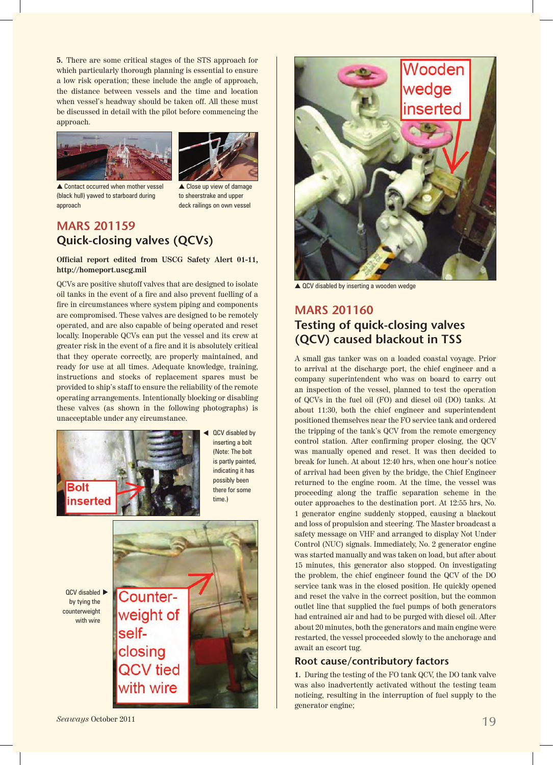**5.** There are some critical stages of the STS approach for which particularly thorough planning is essential to ensure a low risk operation; these include the angle of approach, the distance between vessels and the time and location when vessel's headway should be taken off. All these must be discussed in detail with the pilot before commencing the approach.

▲ Contact occurred when mother vessel (black hull) yawed to starboard during approach

▲ Close up view of damage to sheerstrake and upper deck railings on own vessel

## MARS 201159
## Quick-closing valves (QCVs)

**Official report edited from USCG Safety Alert 01-11, http://homeport.uscg.mil**

QCVs are positive shutoff valves that are designed to isolate oil tanks in the event of a fire and also prevent fuelling of a fire in circumstances where system piping and components are compromised. These valves are designed to be remotely operated, and are also capable of being operated and reset locally. Inoperable QCVs can put the vessel and its crew at greater risk in the event of a fire and it is absolutely critical that they operate correctly, are properly maintained, and ready for use at all times. Adequate knowledge, training, instructions and stocks of replacement spares must be provided to ship's staff to ensure the reliability of the remote operating arrangements. Intentionally blocking or disabling these valves (as shown in the following photographs) is unacceptable under any circumstance.

Bolt inserted

◄ QCV disabled by inserting a bolt (Note: The bolt is partly painted, indicating it has possibly been there for some time.)

Counter-weight of self-closing QCV tied with wire

QCV disabled ► by tying the counterweight with wire

Wooden wedge inserted

▲ QCV disabled by inserting a wooden wedge

## MARS 201160
## Testing of quick-closing valves (QCV) caused blackout in TSS

A small gas tanker was on a loaded coastal voyage. Prior to arrival at the discharge port, the chief engineer and a company superintendent who was on board to carry out an inspection of the vessel, planned to test the operation of QCVs in the fuel oil (FO) and diesel oil (DO) tanks. At about 11:30, both the chief engineer and superintendent positioned themselves near the FO service tank and ordered the tripping of the tank's QCV from the remote emergency control station. After confirming proper closing, the QCV was manually opened and reset. It was then decided to break for lunch. At about 12:40 hrs, when one hour's notice of arrival had been given by the bridge, the Chief Engineer returned to the engine room. At the time, the vessel was proceeding along the traffic separation scheme in the outer approaches to the destination port. At 12:55 hrs, No. 1 generator engine suddenly stopped, causing a blackout and loss of propulsion and steering. The Master broadcast a safety message on VHF and arranged to display Not Under Control (NUC) signals. Immediately, No. 2 generator engine was started manually and was taken on load, but after about 15 minutes, this generator also stopped. On investigating the problem, the chief engineer found the QCV of the DO service tank was in the closed position. He quickly opened and reset the valve in the correct position, but the common outlet line that supplied the fuel pumps of both generators had entrained air and had to be purged with diesel oil. After about 20 minutes, both the generators and main engine were restarted, the vessel proceeded slowly to the anchorage and await an escort tug.

### Root cause/contributory factors

**1.** During the testing of the FO tank QCV, the DO tank valve was also inadvertently activated without the testing team noticing, resulting in the interruption of fuel supply to the generator engine;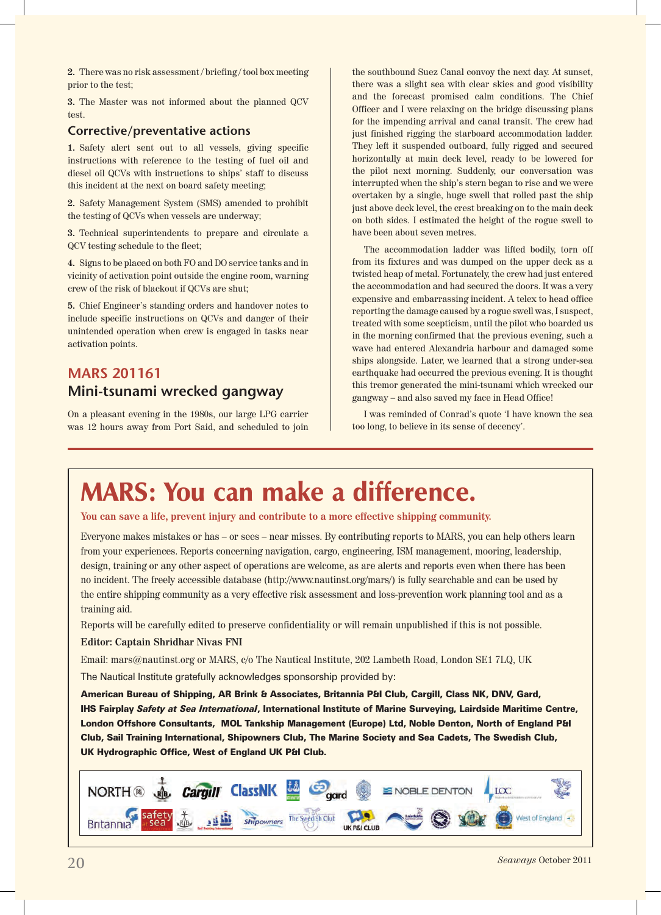2. There was no risk assessment / briefing / tool box meeting prior to the test;

3. The Master was not informed about the planned QCV test.

### Corrective/preventative actions

1. Safety alert sent out to all vessels, giving specific instructions with reference to the testing of fuel oil and diesel oil QCVs with instructions to ships' staff to discuss this incident at the next on board safety meeting;

2. Safety Management System (SMS) amended to prohibit the testing of QCVs when vessels are underway;

3. Technical superintendents to prepare and circulate a QCV testing schedule to the fleet;

4. Signs to be placed on both FO and DO service tanks and in vicinity of activation point outside the engine room, warning crew of the risk of blackout if QCVs are shut;

5. Chief Engineer's standing orders and handover notes to include specific instructions on QCVs and danger of their unintended operation when crew is engaged in tasks near activation points.

## MARS 201161

### Mini-tsunami wrecked gangway

On a pleasant evening in the 1980s, our large LPG carrier was 12 hours away from Port Said, and scheduled to join the southbound Suez Canal convoy the next day. At sunset, there was a slight sea with clear skies and good visibility and the forecast promised calm conditions. The Chief Officer and I were relaxing on the bridge discussing plans for the impending arrival and canal transit. The crew had just finished rigging the starboard accommodation ladder. They left it suspended outboard, fully rigged and secured horizontally at main deck level, ready to be lowered for the pilot next morning. Suddenly, our conversation was interrupted when the ship's stern began to rise and we were overtaken by a single, huge swell that rolled past the ship just above deck level, the crest breaking on to the main deck on both sides. I estimated the height of the rogue swell to have been about seven metres.

The accommodation ladder was lifted bodily, torn off from its fixtures and was dumped on the upper deck as a twisted heap of metal. Fortunately, the crew had just entered the accommodation and had secured the doors. It was a very expensive and embarrassing incident. A telex to head office reporting the damage caused by a rogue swell was, I suspect, treated with some scepticism, until the pilot who boarded us in the morning confirmed that the previous evening, such a wave had entered Alexandria harbour and damaged some ships alongside. Later, we learned that a strong under-sea earthquake had occurred the previous evening. It is thought this tremor generated the mini-tsunami which wrecked our gangway – and also saved my face in Head Office!

I was reminded of Conrad's quote 'I have known the sea too long, to believe in its sense of decency'.

---

# MARS: You can make a difference.

**You can save a life, prevent injury and contribute to a more effective shipping community.**

Everyone makes mistakes or has – or sees – near misses. By contributing reports to MARS, you can help others learn from your experiences. Reports concerning navigation, cargo, engineering, ISM management, mooring, leadership, design, training or any other aspect of operations are welcome, as are alerts and reports even when there has been no incident. The freely accessible database (http://www.nautinst.org/mars/) is fully searchable and can be used by the entire shipping community as a very effective risk assessment and loss-prevention work planning tool and as a training aid.

Reports will be carefully edited to preserve confidentiality or will remain unpublished if this is not possible.

**Editor: Captain Shridhar Nivas FNI**

Email: mars@nautinst.org or MARS, c/o The Nautical Institute, 202 Lambeth Road, London SE1 7LQ, UK

The Nautical Institute gratefully acknowledges sponsorship provided by:

**American Bureau of Shipping, AR Brink & Associates, Britannia P&I Club, Cargill, Class NK, DNV, Gard, IHS Fairplay *Safety at Sea International*, International Institute of Marine Surveying, Lairdside Maritime Centre, London Offshore Consultants, MOL Tankship Management (Europe) Ltd, Noble Denton, North of England P&I Club, Sail Training International, Shipowners Club, The Marine Society and Sea Cadets, The Swedish Club, UK Hydrographic Office, West of England UK P&I Club.**